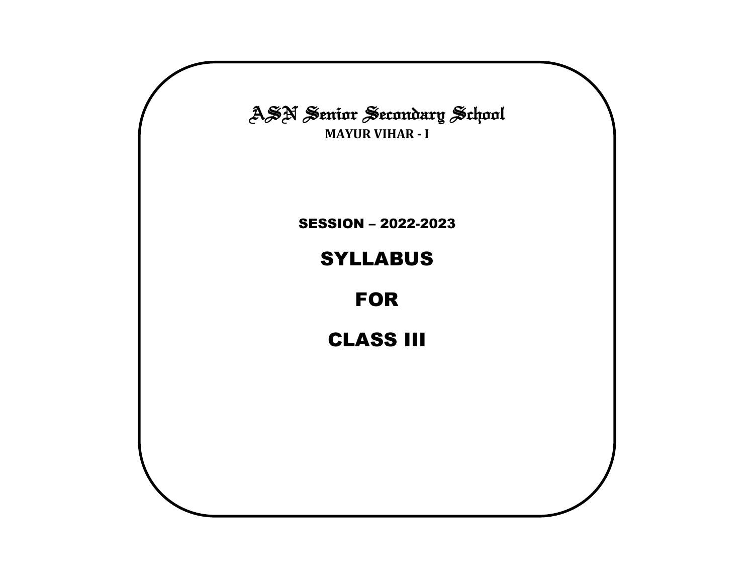# ASN Senior Secondary School

**MAYUR VIHAR - I**

SESSION – 2022-2023

## SYLLABUS

## FOR

## CLASS III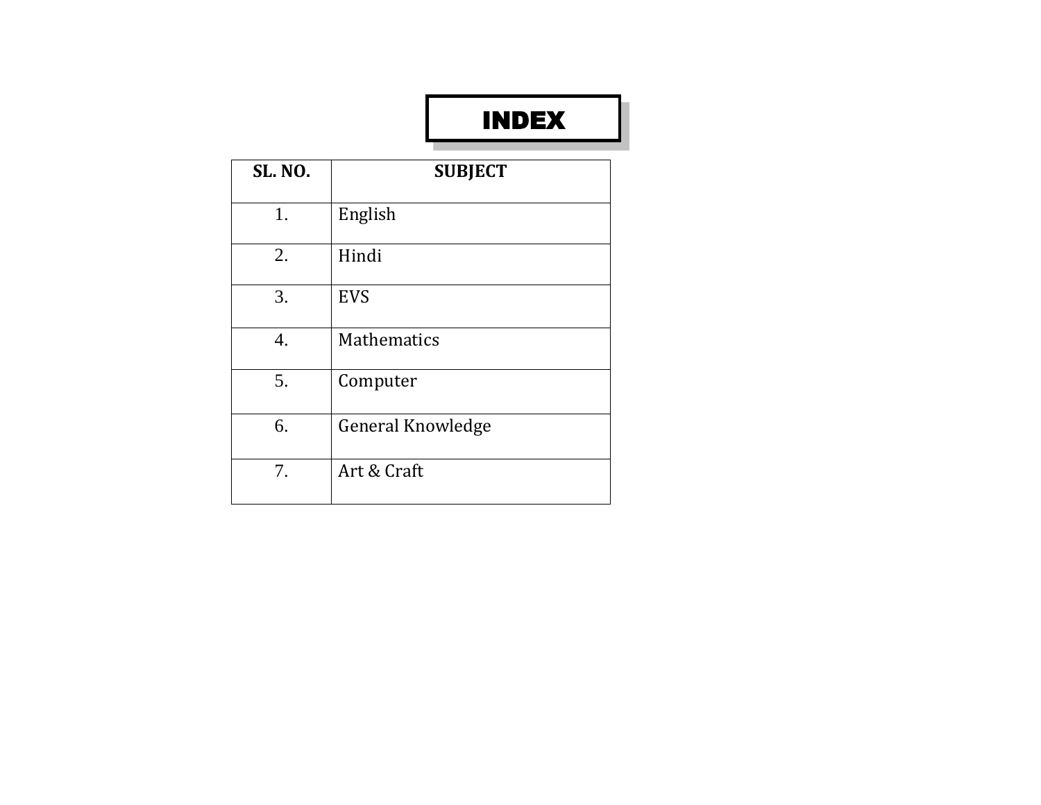# INDEX

| SL. NO. | SUBJECT |
|---|---|
| 1. | English |
| 2. | Hindi |
| 3. | EVS |
| 4. | Mathematics |
| 5. | Computer |
| 6. | General Knowledge |
| 7. | Art & Craft |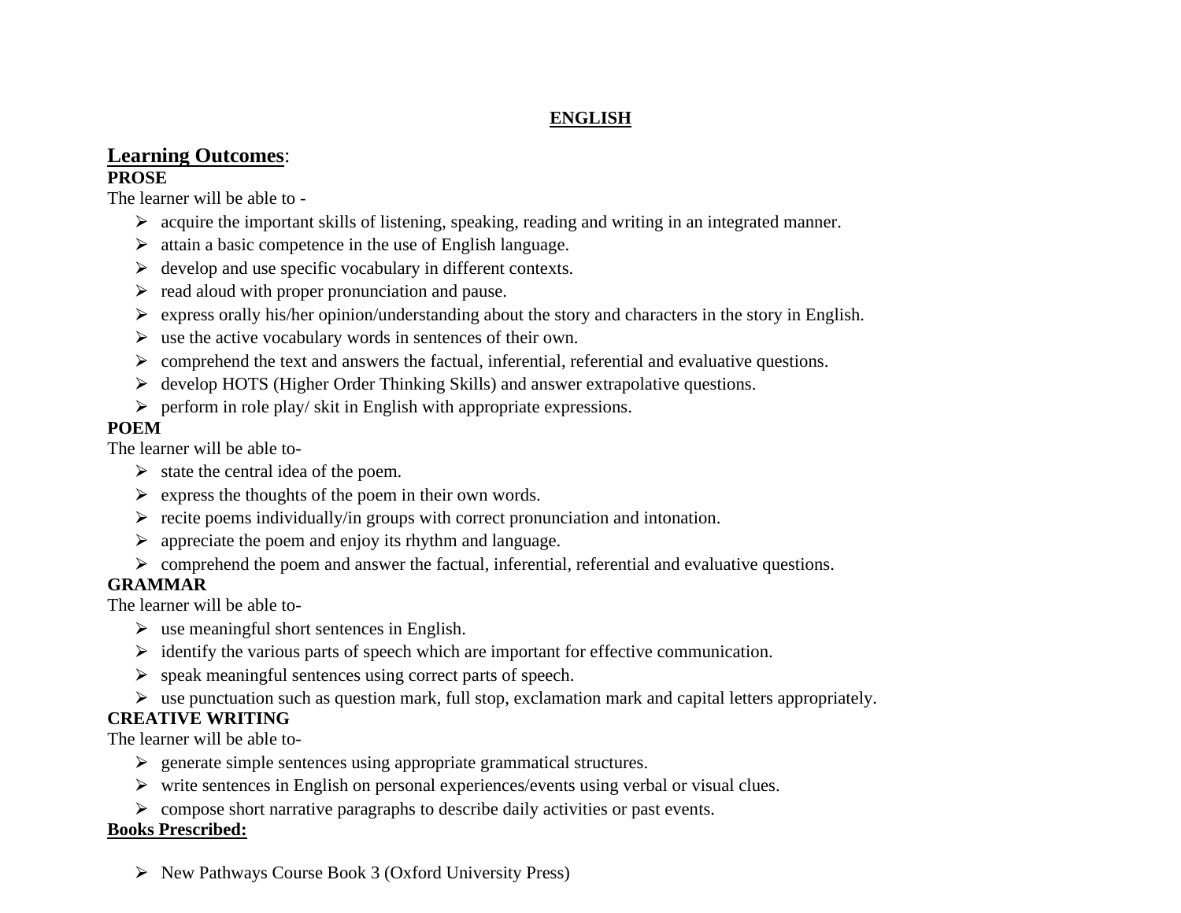# ENGLISH

## Learning Outcomes:

**PROSE**

The learner will be able to -

- acquire the important skills of listening, speaking, reading and writing in an integrated manner.
- attain a basic competence in the use of English language.
- develop and use specific vocabulary in different contexts.
- read aloud with proper pronunciation and pause.
- express orally his/her opinion/understanding about the story and characters in the story in English.
- use the active vocabulary words in sentences of their own.
- comprehend the text and answers the factual, inferential, referential and evaluative questions.
- develop HOTS (Higher Order Thinking Skills) and answer extrapolative questions.
- perform in role play/ skit in English with appropriate expressions.

**POEM**

The learner will be able to-

- state the central idea of the poem.
- express the thoughts of the poem in their own words.
- recite poems individually/in groups with correct pronunciation and intonation.
- appreciate the poem and enjoy its rhythm and language.
- comprehend the poem and answer the factual, inferential, referential and evaluative questions.

**GRAMMAR**

The learner will be able to-

- use meaningful short sentences in English.
- identify the various parts of speech which are important for effective communication.
- speak meaningful sentences using correct parts of speech.
- use punctuation such as question mark, full stop, exclamation mark and capital letters appropriately.

**CREATIVE WRITING**

The learner will be able to-

- generate simple sentences using appropriate grammatical structures.
- write sentences in English on personal experiences/events using verbal or visual clues.
- compose short narrative paragraphs to describe daily activities or past events.

**Books Prescribed:**

- New Pathways Course Book 3 (Oxford University Press)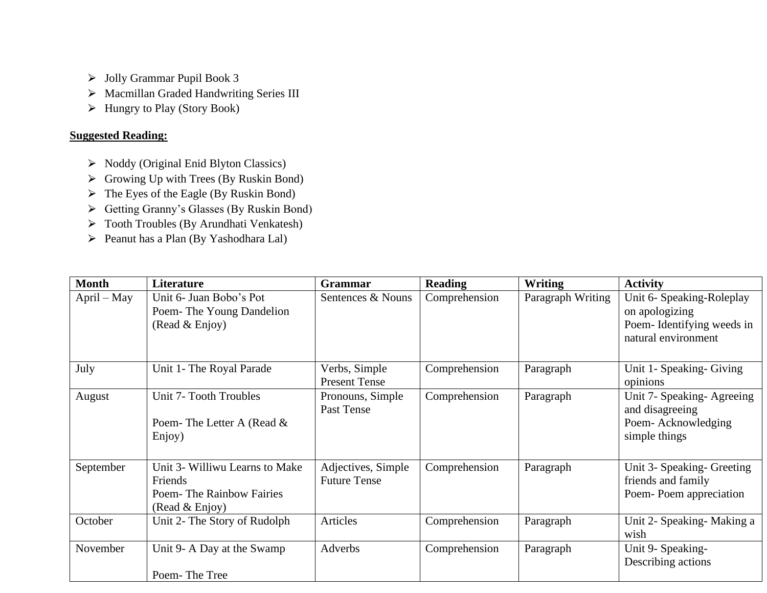- Jolly Grammar Pupil Book 3
- Macmillan Graded Handwriting Series III
- Hungry to Play (Story Book)

**Suggested Reading:**

- Noddy (Original Enid Blyton Classics)
- Growing Up with Trees (By Ruskin Bond)
- The Eyes of the Eagle (By Ruskin Bond)
- Getting Granny's Glasses (By Ruskin Bond)
- Tooth Troubles (By Arundhati Venkatesh)
- Peanut has a Plan (By Yashodhara Lal)

| Month | Literature | Grammar | Reading | Writing | Activity |
|---|---|---|---|---|---|
| April – May | Unit 6- Juan Bobo's Pot<br>Poem- The Young Dandelion (Read & Enjoy) | Sentences & Nouns | Comprehension | Paragraph Writing | Unit 6- Speaking-Roleplay on apologizing<br>Poem- Identifying weeds in natural environment |
| July | Unit 1- The Royal Parade | Verbs, Simple Present Tense | Comprehension | Paragraph | Unit 1- Speaking- Giving opinions |
| August | Unit 7- Tooth Troubles<br><br>Poem- The Letter A (Read & Enjoy) | Pronouns, Simple Past Tense | Comprehension | Paragraph | Unit 7- Speaking- Agreeing and disagreeing<br>Poem- Acknowledging simple things |
| September | Unit 3- Williwu Learns to Make Friends<br>Poem- The Rainbow Fairies (Read & Enjoy) | Adjectives, Simple Future Tense | Comprehension | Paragraph | Unit 3- Speaking- Greeting friends and family<br>Poem- Poem appreciation |
| October | Unit 2- The Story of Rudolph | Articles | Comprehension | Paragraph | Unit 2- Speaking- Making a wish |
| November | Unit 9- A Day at the Swamp<br><br>Poem- The Tree | Adverbs | Comprehension | Paragraph | Unit 9- Speaking- Describing actions |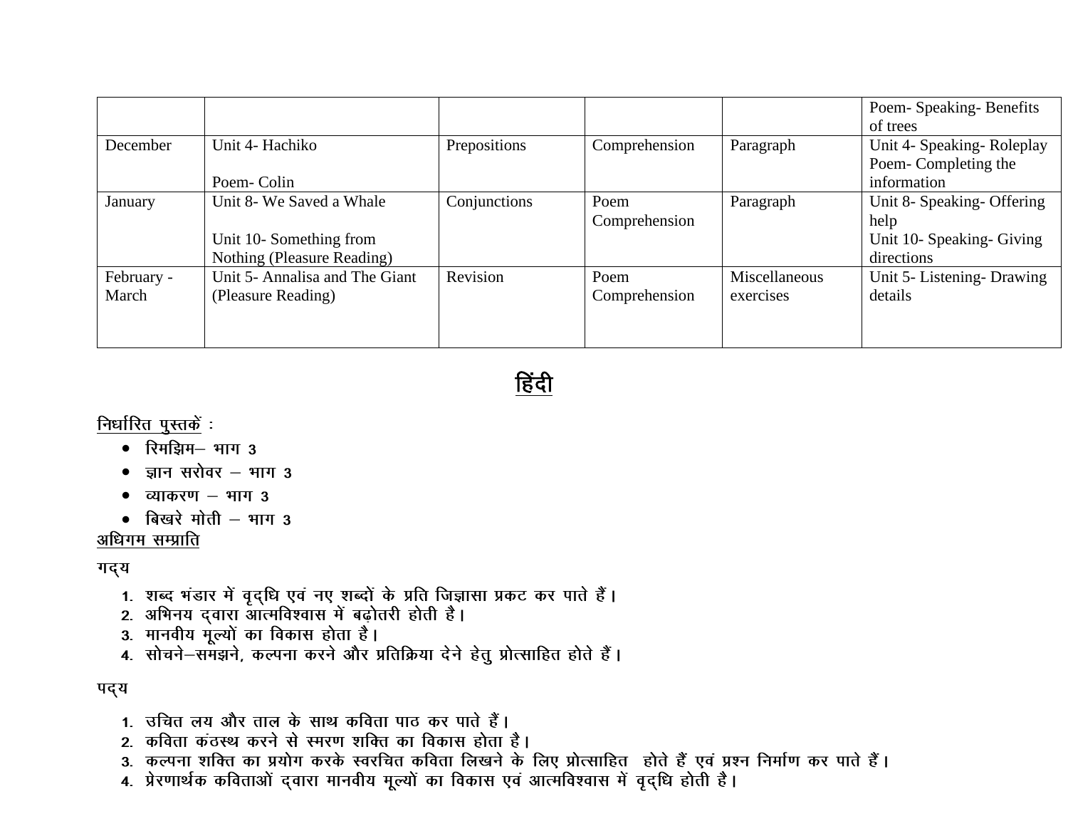| | | | | | |
|---|---|---|---|---|---|
| | | | | | Poem- Speaking- Benefits of trees |
| December | Unit 4- Hachiko<br><br>Poem- Colin | Prepositions | Comprehension | Paragraph | Unit 4- Speaking- Roleplay<br>Poem- Completing the information |
| January | Unit 8- We Saved a Whale<br><br>Unit 10- Something from Nothing (Pleasure Reading) | Conjunctions | Poem Comprehension | Paragraph | Unit 8- Speaking- Offering help<br>Unit 10- Speaking- Giving directions |
| February - March | Unit 5- Annalisa and The Giant (Pleasure Reading) | Revision | Poem Comprehension | Miscellaneous exercises | Unit 5- Listening- Drawing details |

# हिंदी

निर्धारित पुस्तकें :

- रिमझिम– भाग 3
- ज्ञान सरोवर – भाग 3
- व्याकरण – भाग 3
- बिखरे मोती – भाग 3

अधिगम सम्प्राप्ति

गद्य

1. शब्द भंडार में वृद्धि एवं नए शब्दों के प्रति जिज्ञासा प्रकट कर पाते हैं।
2. अभिनय द्वारा आत्मविश्वास में बढ़ोतरी होती है।
3. मानवीय मूल्यों का विकास होता है।
4. सोचने–समझने, कल्पना करने और प्रतिक्रिया देने हेतु प्रोत्साहित होते हैं।

पद्य

1. उचित लय और ताल के साथ कविता पाठ कर पाते हैं।
2. कविता कंठस्थ करने से स्मरण शक्ति का विकास होता है।
3. कल्पना शक्ति का प्रयोग करके स्वरचित कविता लिखने के लिए प्रोत्साहित होते हैं एवं प्रश्न निर्माण कर पाते हैं।
4. प्रेरणार्थक कविताओं द्वारा मानवीय मूल्यों का विकास एवं आत्मविश्वास में वृद्धि होती है।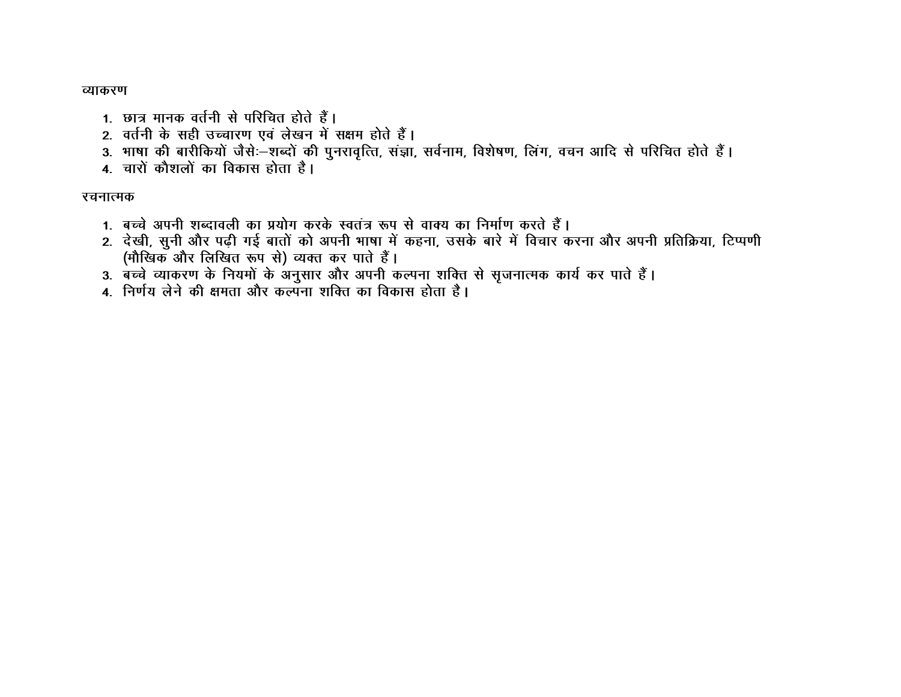## व्याकरण

1. छात्र मानक वर्तनी से परिचित होते हैं।
2. वर्तनी के सही उच्चारण एवं लेखन में सक्षम होते हैं।
3. भाषा की बारीकियों जैसेः—शब्दों की पुनरावृत्ति, संज्ञा, सर्वनाम, विशेषण, लिंग, वचन आदि से परिचित होते हैं।
4. चारों कौशलों का विकास होता है।

## रचनात्मक

1. बच्चे अपनी शब्दावली का प्रयोग करके स्वतंत्र रूप से वाक्य का निर्माण करते हैं।
2. देखी, सुनी और पढ़ी गई बातों को अपनी भाषा में कहना, उसके बारे में विचार करना और अपनी प्रतिक्रिया, टिप्पणी (मौखिक और लिखित रूप से) व्यक्त कर पाते हैं।
3. बच्चे व्याकरण के नियमों के अनुसार और अपनी कल्पना शक्ति से सृजनात्मक कार्य कर पाते हैं।
4. निर्णय लेने की क्षमता और कल्पना शक्ति का विकास होता है।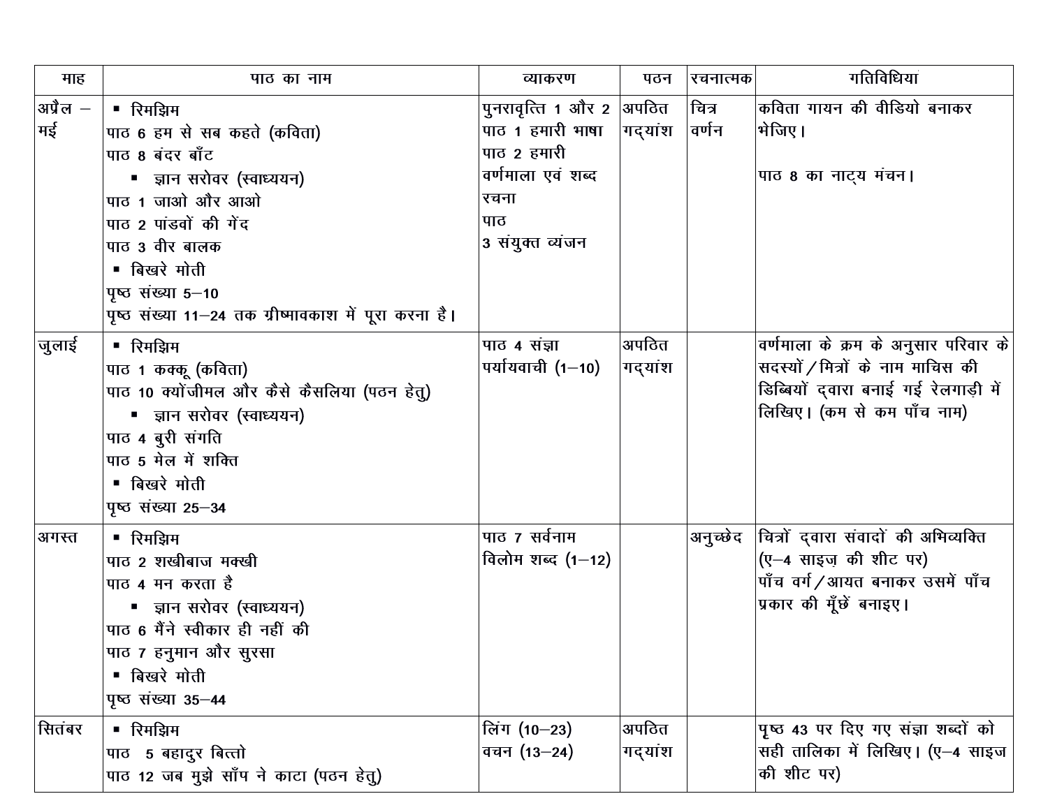| माह | पाठ का नाम | व्याकरण | पठन | रचनात्मक | गतिविधियां |
|---|---|---|---|---|---|
| अप्रैल – मई | ▪ रिमझिम<br>पाठ 6 हम से सब कहते (कविता)<br>पाठ 8 बंदर बाँट<br>▪ ज्ञान सरोवर (स्वाध्ययन)<br>पाठ 1 जाओ और आओ<br>पाठ 2 पांडवों की गेंद<br>पाठ 3 वीर बालक<br>▪ बिखरे मोती<br>पृष्ठ संख्या 5–10<br>पृष्ठ संख्या 11–24 तक ग्रीष्मावकाश में पूरा करना है। | पुनरावृत्ति 1 और 2<br>पाठ 1 हमारी भाषा<br>पाठ 2 हमारी वर्णमाला एवं शब्द रचना<br>पाठ 3 संयुक्त व्यंजन | अपठित गद्यांश | चित्र वर्णन | कविता गायन की वीडियो बनाकर भेजिए।<br><br>पाठ 8 का नाट्य मंचन। |
| जुलाई | ▪ रिमझिम<br>पाठ 1 कक्कू (कविता)<br>पाठ 10 क्योंजीमल और कैसे कैसलिया (पठन हेतु)<br>▪ ज्ञान सरोवर (स्वाध्ययन)<br>पाठ 4 बुरी संगति<br>पाठ 5 मेल में शक्ति<br>▪ बिखरे मोती<br>पृष्ठ संख्या 25–34 | पाठ 4 संज्ञा<br>पर्यायवाची (1–10) | अपठित गद्यांश | | वर्णमाला के क्रम के अनुसार परिवार के सदस्यों/मित्रों के नाम माचिस की डिब्बियों द्वारा बनाई गई रेलगाड़ी में लिखिए। (कम से कम पाँच नाम) |
| अगस्त | ▪ रिमझिम<br>पाठ 2 शखीबाज मक्खी<br>पाठ 4 मन करता है<br>▪ ज्ञान सरोवर (स्वाध्ययन)<br>पाठ 6 मैंने स्वीकार ही नहीं की<br>पाठ 7 हनुमान और सुरसा<br>▪ बिखरे मोती<br>पृष्ठ संख्या 35–44 | पाठ 7 सर्वनाम<br>विलोम शब्द (1–12) | | अनुच्छेद | चित्रों द्वारा संवादों की अभिव्यक्ति (ए–4 साइज़ की शीट पर)<br>पाँच वर्ग/आयत बनाकर उसमें पाँच प्रकार की मूँछें बनाइए। |
| सितंबर | ▪ रिमझिम<br>पाठ 5 बहादुर बित्तो<br>पाठ 12 जब मुझे साँप ने काटा (पठन हेतु) | लिंग (10–23)<br>वचन (13–24) | अपठित गद्यांश | | पृष्ठ 43 पर दिए गए संज्ञा शब्दों को सही तालिका में लिखिए। (ए–4 साइज की शीट पर) |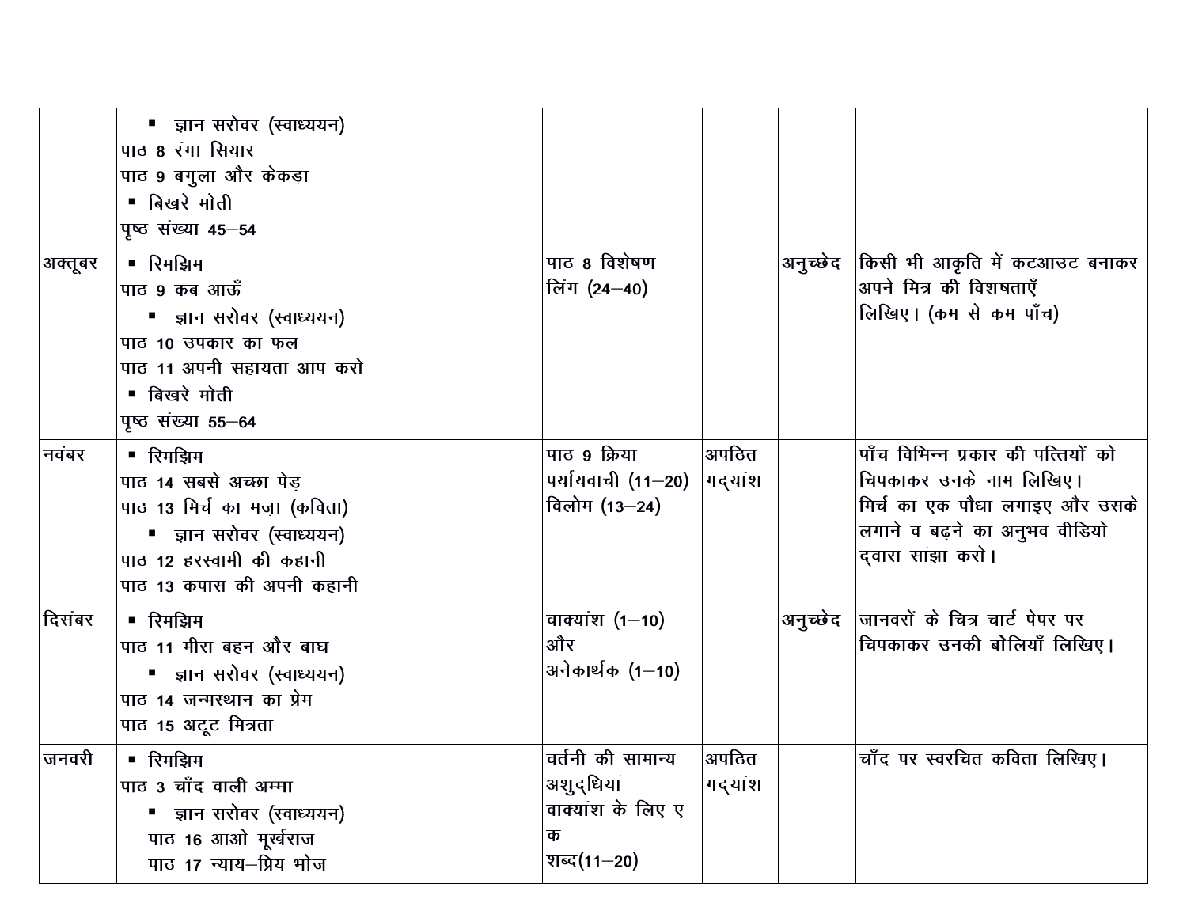| | | | | | |
|---|---|---|---|---|---|
| | ▪ ज्ञान सरोवर (स्वाध्ययन)<br>पाठ 8 रंगा सियार<br>पाठ 9 बगुला और केकड़ा<br>▪ बिखरे मोती<br>पृष्ठ संख्या 45–54 | | | | |
| अक्तूबर | ▪ रिमझिम<br>पाठ 9 कब आऊँ<br>▪ ज्ञान सरोवर (स्वाध्ययन)<br>पाठ 10 उपकार का फल<br>पाठ 11 अपनी सहायता आप करो<br>▪ बिखरे मोती<br>पृष्ठ संख्या 55–64 | पाठ 8 विशेषण<br>लिंग (24–40) | | अनुच्छेद | किसी भी आकृति में कटआउट बनाकर अपने मित्र की विशषताएँ लिखिए। (कम से कम पाँच) |
| नवंबर | ▪ रिमझिम<br>पाठ 14 सबसे अच्छा पेड़<br>पाठ 13 मिर्च का मज़ा (कविता)<br>▪ ज्ञान सरोवर (स्वाध्ययन)<br>पाठ 12 हरस्वामी की कहानी<br>पाठ 13 कपास की अपनी कहानी | पाठ 9 क्रिया<br>पर्यायवाची (11–20)<br>विलोम (13–24) | अपठित गद्यांश | | पाँच विभिन्न प्रकार की पत्तियों को चिपकाकर उनके नाम लिखिए।<br>मिर्च का एक पौधा लगाइए और उसके लगाने व बढ़ने का अनुभव वीडियो द्वारा साझा करो। |
| दिसंबर | ▪ रिमझिम<br>पाठ 11 मीरा बहन और बाघ<br>▪ ज्ञान सरोवर (स्वाध्ययन)<br>पाठ 14 जन्मस्थान का प्रेम<br>पाठ 15 अटूट मित्रता | वाक्यांश (1–10)<br>और<br>अनेकार्थक (1–10) | | अनुच्छेद | जानवरों के चित्र चार्ट पेपर पर चिपकाकर उनकी बोलियाँ लिखिए। |
| जनवरी | ▪ रिमझिम<br>पाठ 3 चाँद वाली अम्मा<br>▪ ज्ञान सरोवर (स्वाध्ययन)<br>पाठ 16 आओ मूर्खराज<br>पाठ 17 न्याय–प्रिय भोज | वर्तनी की सामान्य अशुद्धिया<br>वाक्यांश के लिए ए क<br>शब्द(11–20) | अपठित गद्यांश | | चाँद पर स्वरचित कविता लिखिए। |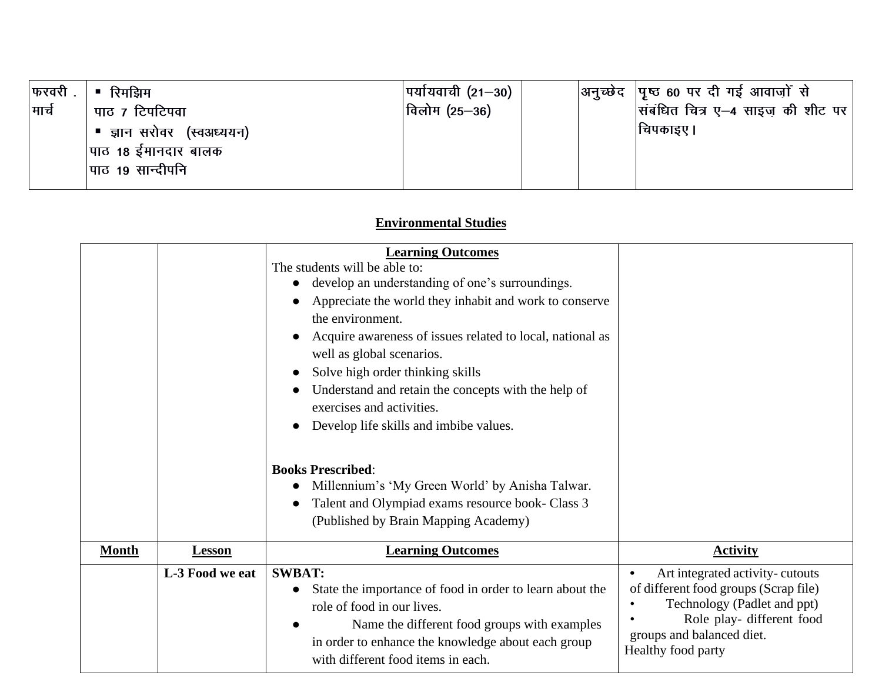| फरवरी - मार्च | ▪ रिमझिम<br>पाठ 7 टिपटिपवा<br>▪ ज्ञान सरोवर (स्वअध्ययन)<br>पाठ 18 ईमानदार बालक<br>पाठ 19 सान्दीपनि | पर्यायवाची (21–30)<br>विलोम (25–36) | | अनुच्छेद | पृष्ठ 60 पर दी गई आवाज़ों से संबंधित चित्र ए–4 साइज़ की शीट पर चिपकाइए। |
|---|---|---|---|---|---|

## Environmental Studies

| | | **Learning Outcomes**<br>The students will be able to:<br>● develop an understanding of one's surroundings.<br>● Appreciate the world they inhabit and work to conserve the environment.<br>● Acquire awareness of issues related to local, national as well as global scenarios.<br>● Solve high order thinking skills<br>● Understand and retain the concepts with the help of exercises and activities.<br>● Develop life skills and imbibe values.<br><br>**Books Prescribed**:<br>● Millennium's 'My Green World' by Anisha Talwar.<br>● Talent and Olympiad exams resource book- Class 3 (Published by Brain Mapping Academy) | |
|---|---|---|---|
| **Month** | **Lesson** | **Learning Outcomes** | **Activity** |
| | **L-3 Food we eat** | **SWBAT:**<br>● State the importance of food in order to learn about the role of food in our lives.<br>● Name the different food groups with examples in order to enhance the knowledge about each group with different food items in each. | • Art integrated activity- cutouts of different food groups (Scrap file)<br>• Technology (Padlet and ppt)<br>• Role play- different food groups and balanced diet.<br>Healthy food party |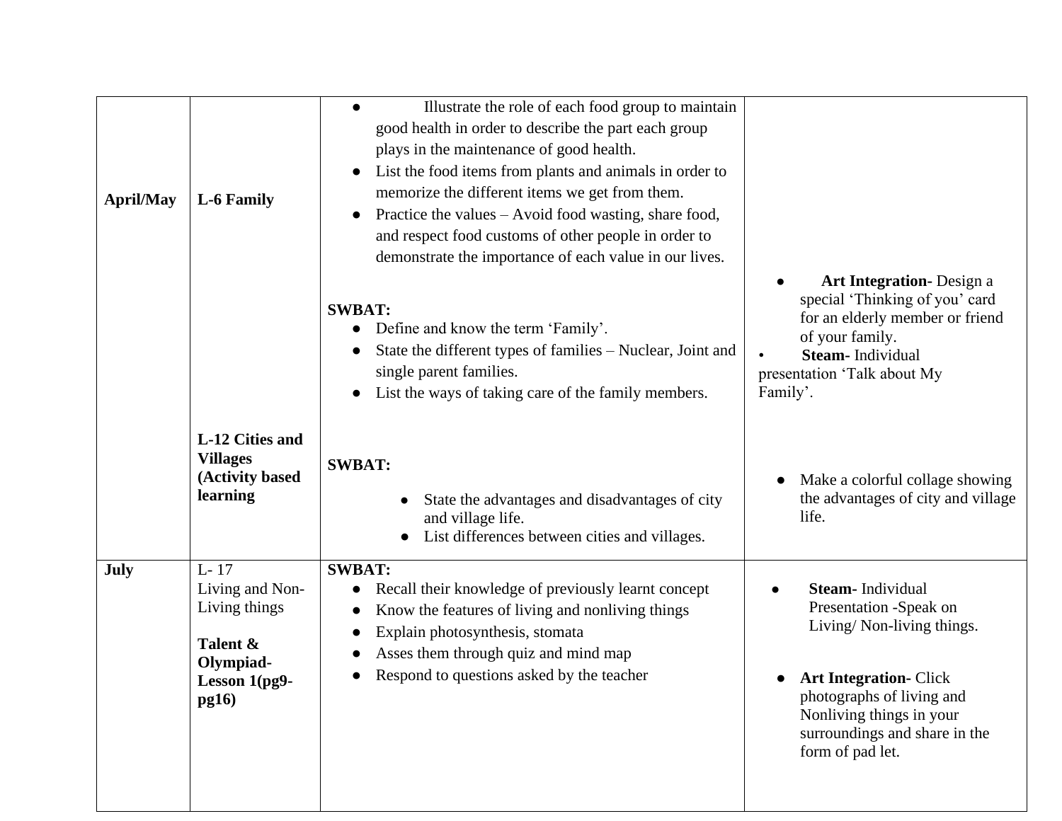| | | | |
|---|---|---|---|
| **April/May** | **L-6 Family**<br><br><br><br><br><br><br><br>**L-12 Cities and Villages (Activity based learning** | • Illustrate the role of each food group to maintain good health in order to describe the part each group plays in the maintenance of good health.<br>• List the food items from plants and animals in order to memorize the different items we get from them.<br>• Practice the values – Avoid food wasting, share food, and respect food customs of other people in order to demonstrate the importance of each value in our lives.<br><br>**SWBAT:**<br>• Define and know the term 'Family'.<br>• State the different types of families – Nuclear, Joint and single parent families.<br>• List the ways of taking care of the family members.<br><br>**SWBAT:**<br>• State the advantages and disadvantages of city and village life.<br>• List differences between cities and villages. | • **Art Integration-** Design a special 'Thinking of you' card for an elderly member or friend of your family.<br>• **Steam-** Individual presentation 'Talk about My Family'.<br><br>• Make a colorful collage showing the advantages of city and village life. |
| **July** | L- 17<br>Living and Non-Living things<br><br>**Talent & Olympiad-Lesson 1(pg9-pg16)** | **SWBAT:**<br>• Recall their knowledge of previously learnt concept<br>• Know the features of living and nonliving things<br>• Explain photosynthesis, stomata<br>• Asses them through quiz and mind map<br>• Respond to questions asked by the teacher | • **Steam-** Individual Presentation -Speak on Living/ Non-living things.<br><br>• **Art Integration-** Click photographs of living and Nonliving things in your surroundings and share in the form of pad let. |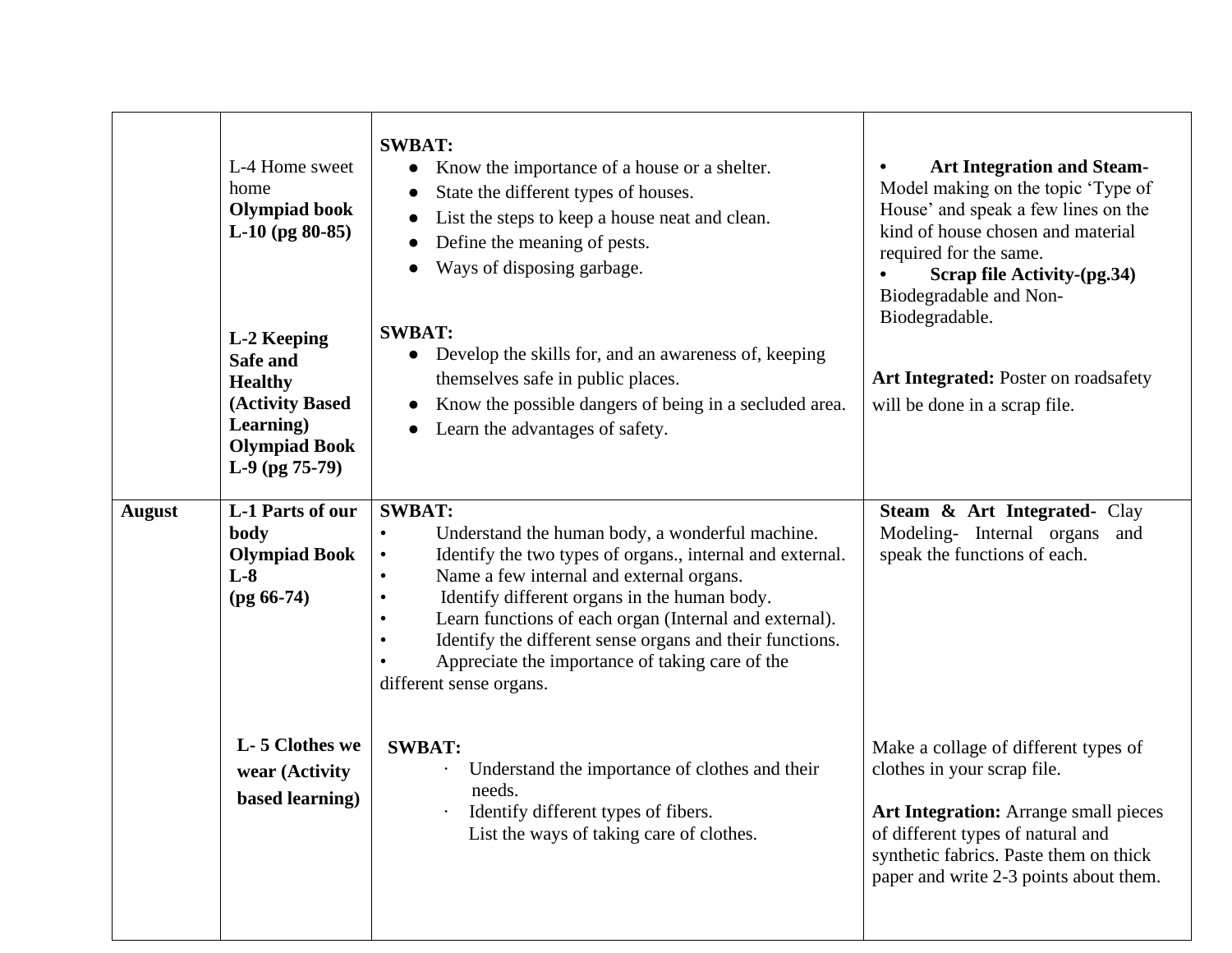| | | | |
|---|---|---|---|
| | L-4 Home sweet home<br>**Olympiad book L-10 (pg 80-85)** | **SWBAT:**<br>● Know the importance of a house or a shelter.<br>● State the different types of houses.<br>● List the steps to keep a house neat and clean.<br>● Define the meaning of pests.<br>● Ways of disposing garbage. | • **Art Integration and Steam-** Model making on the topic 'Type of House' and speak a few lines on the kind of house chosen and material required for the same.<br>• **Scrap file Activity-(pg.34)** Biodegradable and Non-Biodegradable. |
| | **L-2 Keeping Safe and Healthy (Activity Based Learning)**<br>**Olympiad Book L-9 (pg 75-79)** | **SWBAT:**<br>● Develop the skills for, and an awareness of, keeping themselves safe in public places.<br>● Know the possible dangers of being in a secluded area.<br>● Learn the advantages of safety. | **Art Integrated:** Poster on roadsafety will be done in a scrap file. |
| **August** | **L-1 Parts of our body**<br>**Olympiad Book L-8 (pg 66-74)** | **SWBAT:**<br>• Understand the human body, a wonderful machine.<br>• Identify the two types of organs., internal and external.<br>• Name a few internal and external organs.<br>• Identify different organs in the human body.<br>• Learn functions of each organ (Internal and external).<br>• Identify the different sense organs and their functions.<br>• Appreciate the importance of taking care of the different sense organs. | **Steam & Art Integrated-** Clay Modeling- Internal organs and speak the functions of each. |
| | **L- 5 Clothes we wear (Activity based learning)** | **SWBAT:**<br>· Understand the importance of clothes and their needs.<br>· Identify different types of fibers.<br>List the ways of taking care of clothes. | Make a collage of different types of clothes in your scrap file.<br><br>**Art Integration:** Arrange small pieces of different types of natural and synthetic fabrics. Paste them on thick paper and write 2-3 points about them. |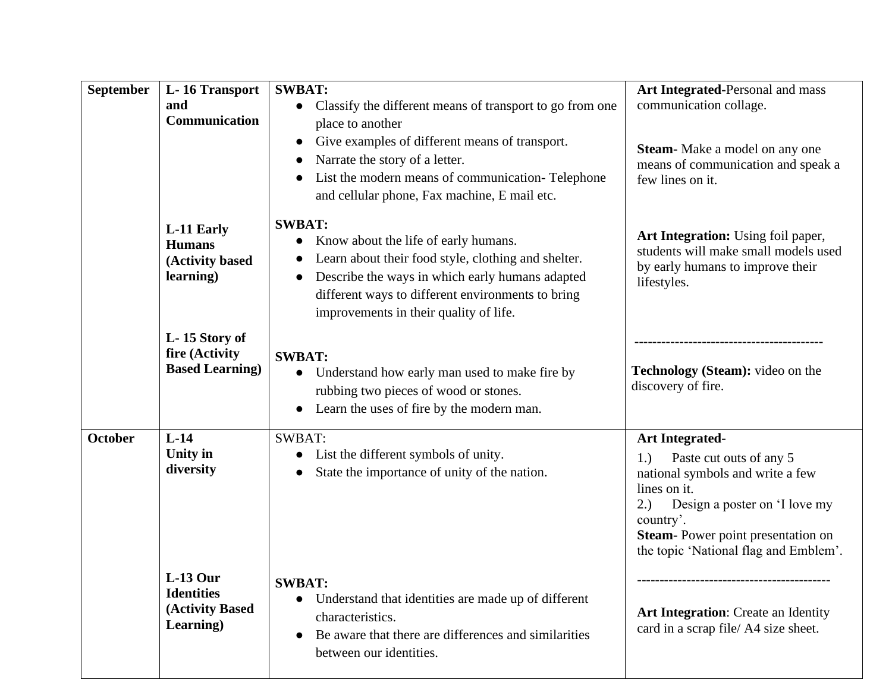| | | | |
|---|---|---|---|
| **September** | **L- 16 Transport and Communication** | **SWBAT:**<br>● Classify the different means of transport to go from one place to another<br>● Give examples of different means of transport.<br>● Narrate the story of a letter.<br>● List the modern means of communication- Telephone and cellular phone, Fax machine, E mail etc. | **Art Integrated**-Personal and mass communication collage.<br><br>**Steam**- Make a model on any one means of communication and speak a few lines on it. |
| | **L-11 Early Humans (Activity based learning)** | **SWBAT:**<br>● Know about the life of early humans.<br>● Learn about their food style, clothing and shelter.<br>● Describe the ways in which early humans adapted different ways to different environments to bring improvements in their quality of life. | **Art Integration:** Using foil paper, students will make small models used by early humans to improve their lifestyles. |
| | **L- 15 Story of fire (Activity Based Learning)** | **SWBAT:**<br>● Understand how early man used to make fire by rubbing two pieces of wood or stones.<br>● Learn the uses of fire by the modern man. | ------------------------------------------<br><br>**Technology (Steam):** video on the discovery of fire. |
| **October** | **L-14 Unity in diversity** | SWBAT:<br>● List the different symbols of unity.<br>● State the importance of unity of the nation. | **Art Integrated-**<br>1.) Paste cut outs of any 5 national symbols and write a few lines on it.<br>2.) Design a poster on 'I love my country'.<br>**Steam-** Power point presentation on the topic 'National flag and Emblem'. |
| | **L-13 Our Identities (Activity Based Learning)** | **SWBAT:**<br>● Understand that identities are made up of different characteristics.<br>● Be aware that there are differences and similarities between our identities. | ------------------------------------------<br><br>**Art Integration**: Create an Identity card in a scrap file/ A4 size sheet. |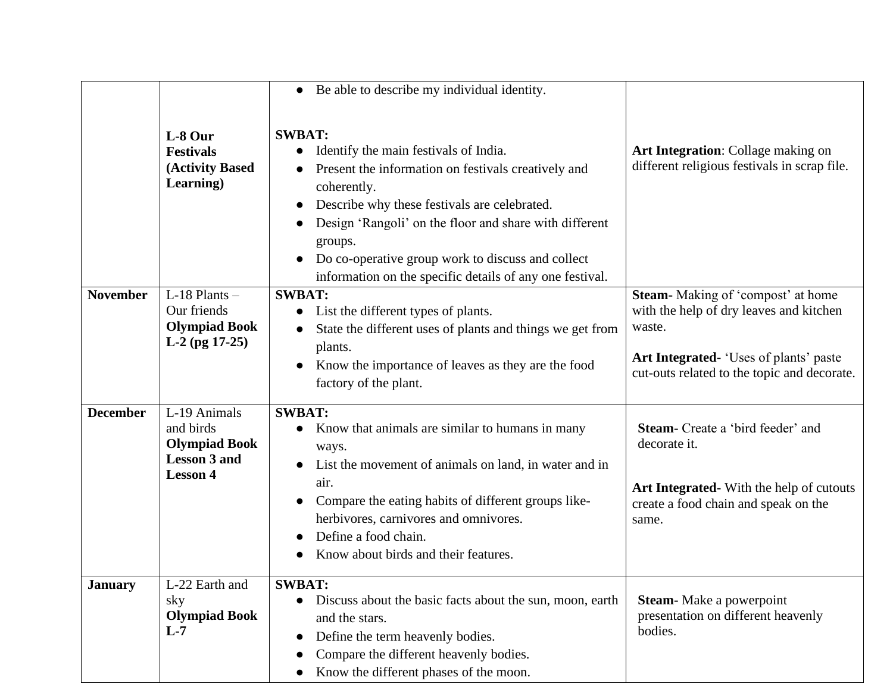| | | | |
|---|---|---|---|
| | **L-8 Our Festivals (Activity Based Learning)** | ● Be able to describe my individual identity.<br><br>**SWBAT:**<br>● Identify the main festivals of India.<br>● Present the information on festivals creatively and coherently.<br>● Describe why these festivals are celebrated.<br>● Design 'Rangoli' on the floor and share with different groups.<br>● Do co-operative group work to discuss and collect information on the specific details of any one festival. | **Art Integration**: Collage making on different religious festivals in scrap file. |
| **November** | L-18 Plants – Our friends **Olympiad Book L-2 (pg 17-25)** | **SWBAT:**<br>● List the different types of plants.<br>● State the different uses of plants and things we get from plants.<br>● Know the importance of leaves as they are the food factory of the plant. | **Steam-** Making of 'compost' at home with the help of dry leaves and kitchen waste.<br><br>**Art Integrated-** 'Uses of plants' paste cut-outs related to the topic and decorate. |
| **December** | L-19 Animals and birds **Olympiad Book Lesson 3 and Lesson 4** | **SWBAT:**<br>● Know that animals are similar to humans in many ways.<br>● List the movement of animals on land, in water and in air.<br>● Compare the eating habits of different groups like- herbivores, carnivores and omnivores.<br>● Define a food chain.<br>● Know about birds and their features. | **Steam-** Create a 'bird feeder' and decorate it.<br><br>**Art Integrated-** With the help of cutouts create a food chain and speak on the same. |
| **January** | L-22 Earth and sky **Olympiad Book L-7** | **SWBAT:**<br>● Discuss about the basic facts about the sun, moon, earth and the stars.<br>● Define the term heavenly bodies.<br>● Compare the different heavenly bodies.<br>● Know the different phases of the moon. | **Steam-** Make a powerpoint presentation on different heavenly bodies. |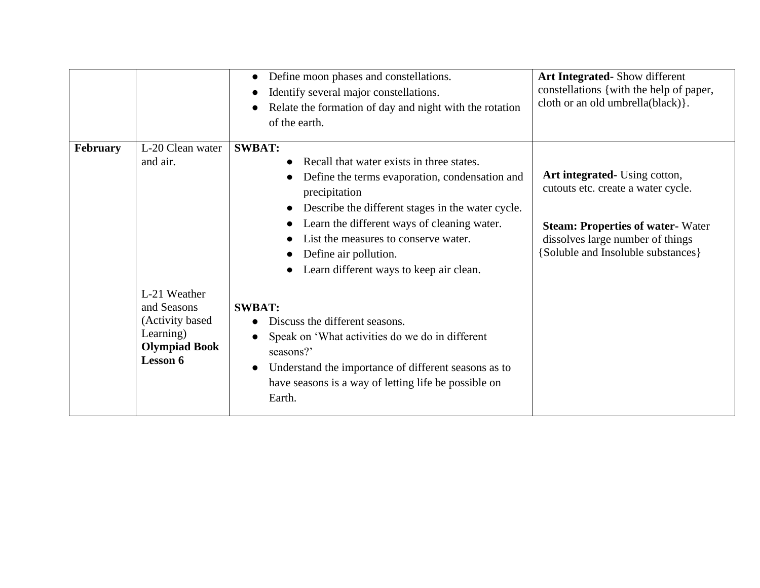| | | | |
|---|---|---|---|
| | | • Define moon phases and constellations.<br>• Identify several major constellations.<br>• Relate the formation of day and night with the rotation of the earth. | **Art Integrated-** Show different constellations {with the help of paper, cloth or an old umbrella(black)}. |
| **February** | L-20 Clean water and air.<br><br>L-21 Weather and Seasons (Activity based Learning) **Olympiad Book Lesson 6** | **SWBAT:**<br>• Recall that water exists in three states.<br>• Define the terms evaporation, condensation and precipitation<br>• Describe the different stages in the water cycle.<br>• Learn the different ways of cleaning water.<br>• List the measures to conserve water.<br>• Define air pollution.<br>• Learn different ways to keep air clean.<br><br>**SWBAT:**<br>• Discuss the different seasons.<br>• Speak on 'What activities do we do in different seasons?'<br>• Understand the importance of different seasons as to have seasons is a way of letting life be possible on Earth. | **Art integrated-** Using cotton, cutouts etc. create a water cycle.<br><br>**Steam: Properties of water-** Water dissolves large number of things {Soluble and Insoluble substances} |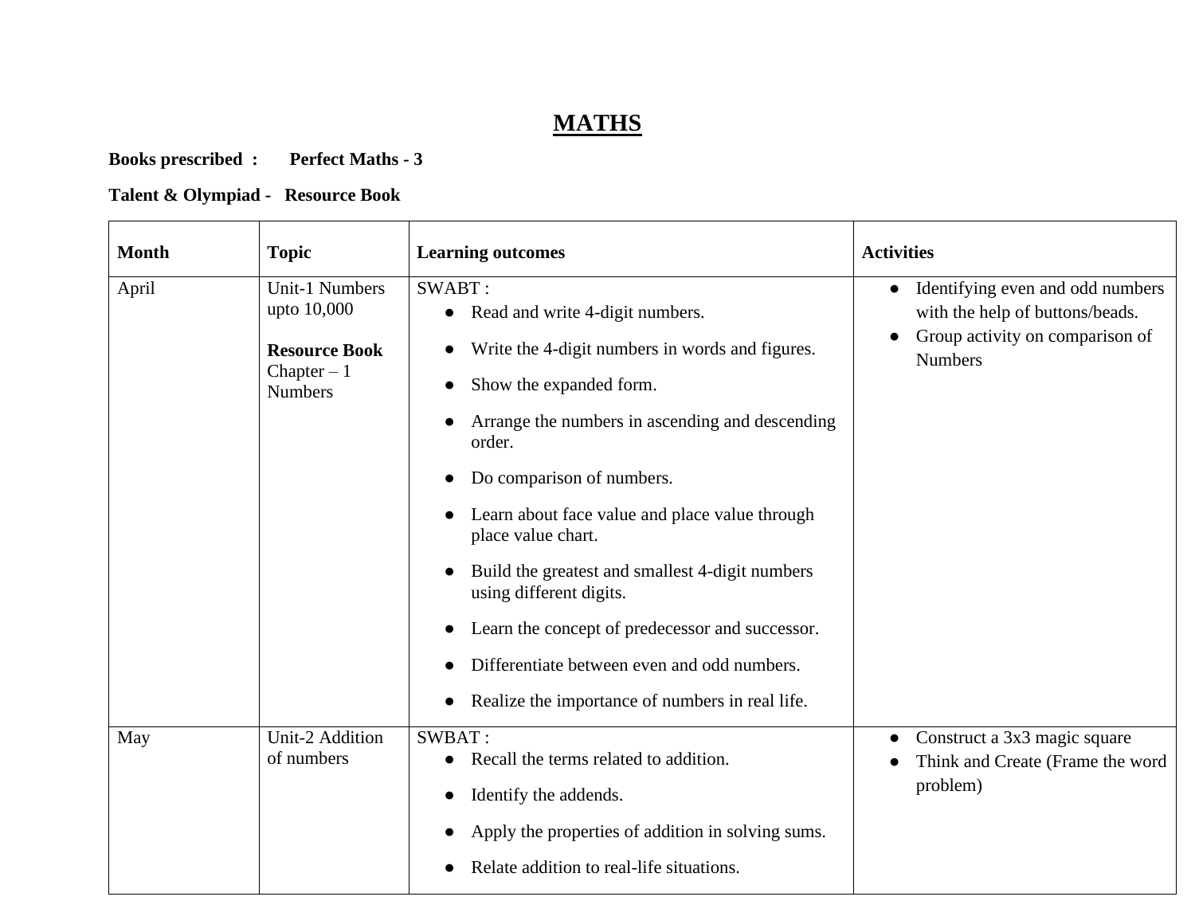# MATHS

**Books prescribed : Perfect Maths - 3**

**Talent & Olympiad - Resource Book**

| Month | Topic | Learning outcomes | Activities |
|---|---|---|---|
| April | Unit-1 Numbers upto 10,000<br><br>**Resource Book** Chapter – 1 Numbers | SWABT :<br>● Read and write 4-digit numbers.<br>● Write the 4-digit numbers in words and figures.<br>● Show the expanded form.<br>● Arrange the numbers in ascending and descending order.<br>● Do comparison of numbers.<br>● Learn about face value and place value through place value chart.<br>● Build the greatest and smallest 4-digit numbers using different digits.<br>● Learn the concept of predecessor and successor.<br>● Differentiate between even and odd numbers.<br>● Realize the importance of numbers in real life. | ● Identifying even and odd numbers with the help of buttons/beads.<br>● Group activity on comparison of Numbers |
| May | Unit-2 Addition of numbers | SWBAT :<br>● Recall the terms related to addition.<br>● Identify the addends.<br>● Apply the properties of addition in solving sums.<br>● Relate addition to real-life situations. | ● Construct a 3x3 magic square<br>● Think and Create (Frame the word problem) |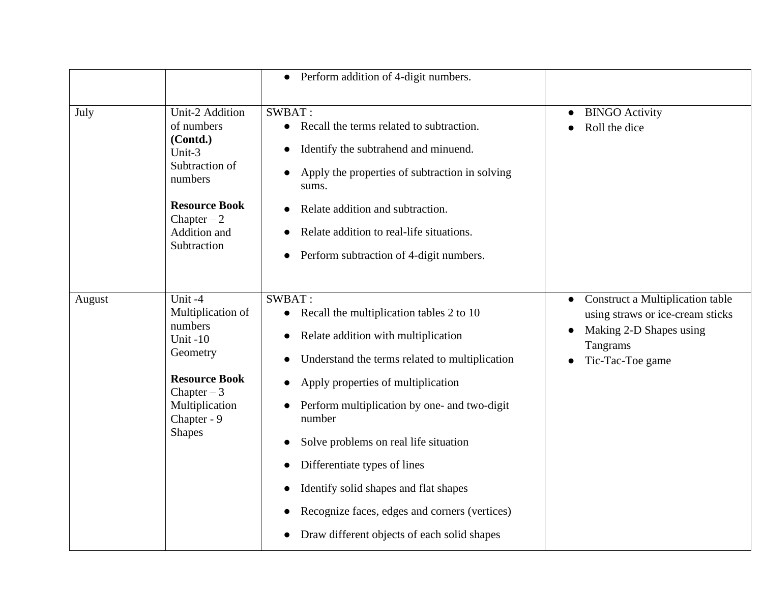| | | | |
|---|---|---|---|
| | | • Perform addition of 4-digit numbers. | |
| July | Unit-2 Addition of numbers **(Contd.)**<br>Unit-3 Subtraction of numbers<br><br>**Resource Book**<br>Chapter – 2 Addition and Subtraction | SWBAT :<br>• Recall the terms related to subtraction.<br>• Identify the subtrahend and minuend.<br>• Apply the properties of subtraction in solving sums.<br>• Relate addition and subtraction.<br>• Relate addition to real-life situations.<br>• Perform subtraction of 4-digit numbers. | • BINGO Activity<br>• Roll the dice |
| August | Unit -4 Multiplication of numbers<br>Unit -10 Geometry<br><br>**Resource Book**<br>Chapter – 3 Multiplication<br>Chapter - 9 Shapes | SWBAT :<br>• Recall the multiplication tables 2 to 10<br>• Relate addition with multiplication<br>• Understand the terms related to multiplication<br>• Apply properties of multiplication<br>• Perform multiplication by one- and two-digit number<br>• Solve problems on real life situation<br>• Differentiate types of lines<br>• Identify solid shapes and flat shapes<br>• Recognize faces, edges and corners (vertices)<br>• Draw different objects of each solid shapes | • Construct a Multiplication table using straws or ice-cream sticks<br>• Making 2-D Shapes using Tangrams<br>• Tic-Tac-Toe game |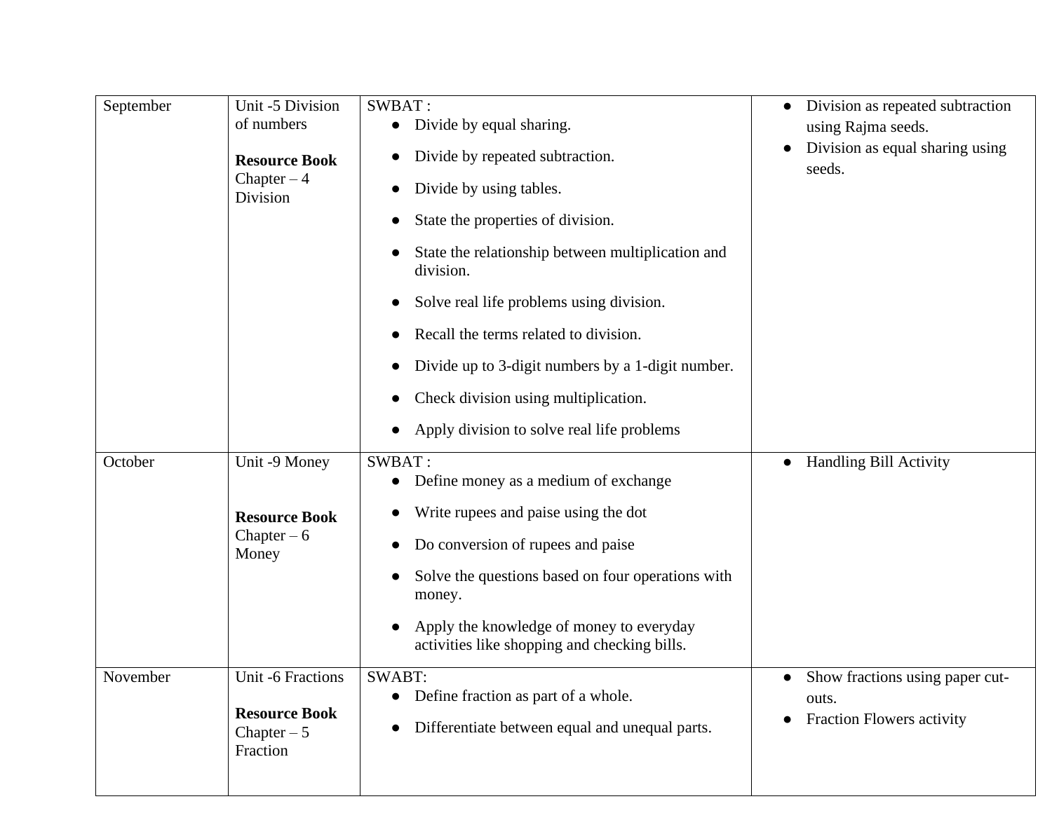| September | Unit -5 Division of numbers<br><br>**Resource Book** Chapter – 4 Division | SWBAT :<br>● Divide by equal sharing.<br>● Divide by repeated subtraction.<br>● Divide by using tables.<br>● State the properties of division.<br>● State the relationship between multiplication and division.<br>● Solve real life problems using division.<br>● Recall the terms related to division.<br>● Divide up to 3-digit numbers by a 1-digit number.<br>● Check division using multiplication.<br>● Apply division to solve real life problems | ● Division as repeated subtraction using Rajma seeds.<br>● Division as equal sharing using seeds. |
|---|---|---|---|
| October | Unit -9 Money<br><br>**Resource Book** Chapter – 6 Money | SWBAT :<br>● Define money as a medium of exchange<br>● Write rupees and paise using the dot<br>● Do conversion of rupees and paise<br>● Solve the questions based on four operations with money.<br>● Apply the knowledge of money to everyday activities like shopping and checking bills. | ● Handling Bill Activity |
| November | Unit -6 Fractions<br><br>**Resource Book** Chapter – 5 Fraction | SWABT:<br>● Define fraction as part of a whole.<br>● Differentiate between equal and unequal parts. | ● Show fractions using paper cut-outs.<br>● Fraction Flowers activity |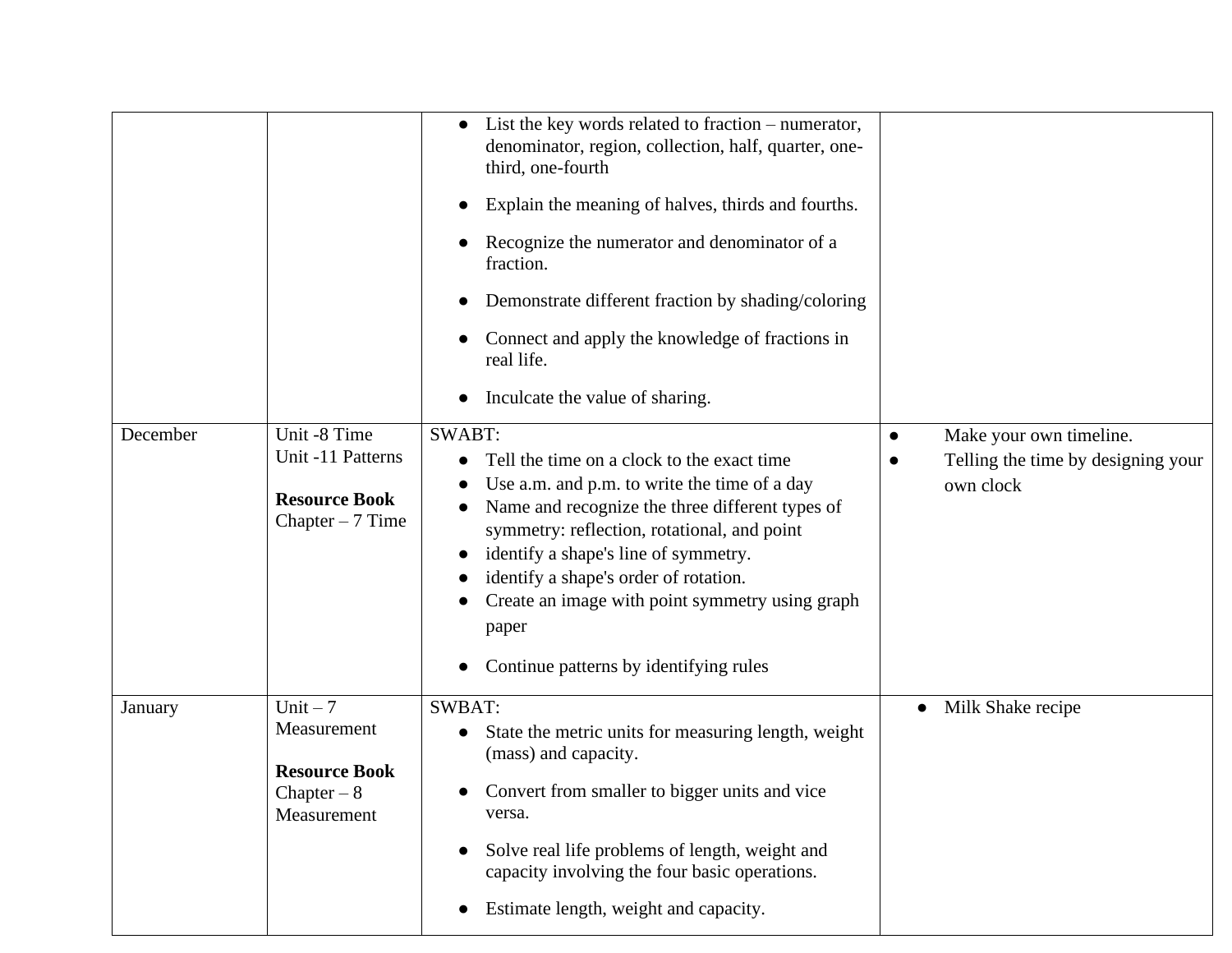| | | | |
|---|---|---|---|
| | | • List the key words related to fraction – numerator, denominator, region, collection, half, quarter, one-third, one-fourth<br>• Explain the meaning of halves, thirds and fourths.<br>• Recognize the numerator and denominator of a fraction.<br>• Demonstrate different fraction by shading/coloring<br>• Connect and apply the knowledge of fractions in real life.<br>• Inculcate the value of sharing. | |
| December | Unit -8 Time<br>Unit -11 Patterns<br><br>**Resource Book**<br>Chapter – 7 Time | SWABT:<br>• Tell the time on a clock to the exact time<br>• Use a.m. and p.m. to write the time of a day<br>• Name and recognize the three different types of symmetry: reflection, rotational, and point<br>• identify a shape's line of symmetry.<br>• identify a shape's order of rotation.<br>• Create an image with point symmetry using graph paper<br>• Continue patterns by identifying rules | • Make your own timeline.<br>• Telling the time by designing your own clock |
| January | Unit – 7 Measurement<br><br>**Resource Book**<br>Chapter – 8 Measurement | SWBAT:<br>• State the metric units for measuring length, weight (mass) and capacity.<br>• Convert from smaller to bigger units and vice versa.<br>• Solve real life problems of length, weight and capacity involving the four basic operations.<br>• Estimate length, weight and capacity. | • Milk Shake recipe |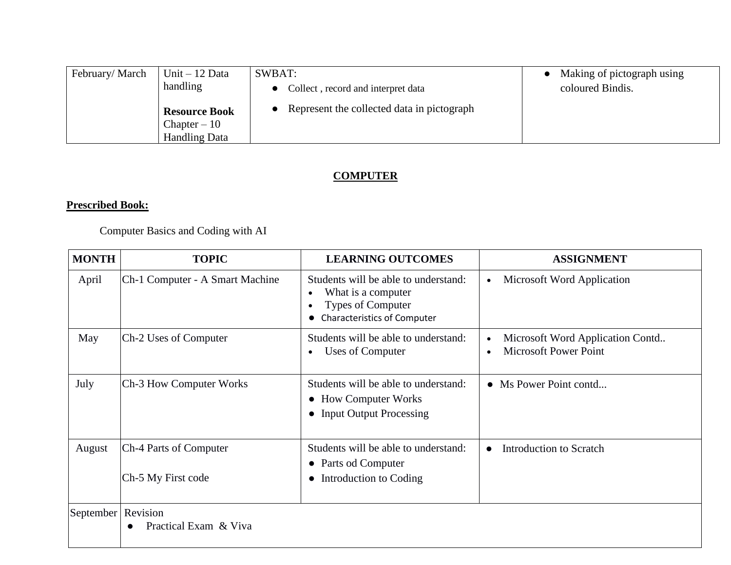| February/ March | Unit – 12 Data handling<br><br>**Resource Book** Chapter – 10 Handling Data | SWBAT:<br>● Collect , record and interpret data<br>● Represent the collected data in pictograph | ● Making of pictograph using coloured Bindis. |
|---|---|---|---|

## COMPUTER

**Prescribed Book:**

Computer Basics and Coding with AI

| MONTH | TOPIC | LEARNING OUTCOMES | ASSIGNMENT |
|---|---|---|---|
| April | Ch-1 Computer - A Smart Machine | Students will be able to understand:<br>• What is a computer<br>• Types of Computer<br>● Characteristics of Computer | • Microsoft Word Application |
| May | Ch-2 Uses of Computer | Students will be able to understand:<br>• Uses of Computer | • Microsoft Word Application Contd..<br>• Microsoft Power Point |
| July | Ch-3 How Computer Works | Students will be able to understand:<br>● How Computer Works<br>● Input Output Processing | ● Ms Power Point contd... |
| August | Ch-4 Parts of Computer<br><br>Ch-5 My First code | Students will be able to understand:<br>● Parts od Computer<br>● Introduction to Coding | ● Introduction to Scratch |
| September | Revision<br>● Practical Exam & Viva | | |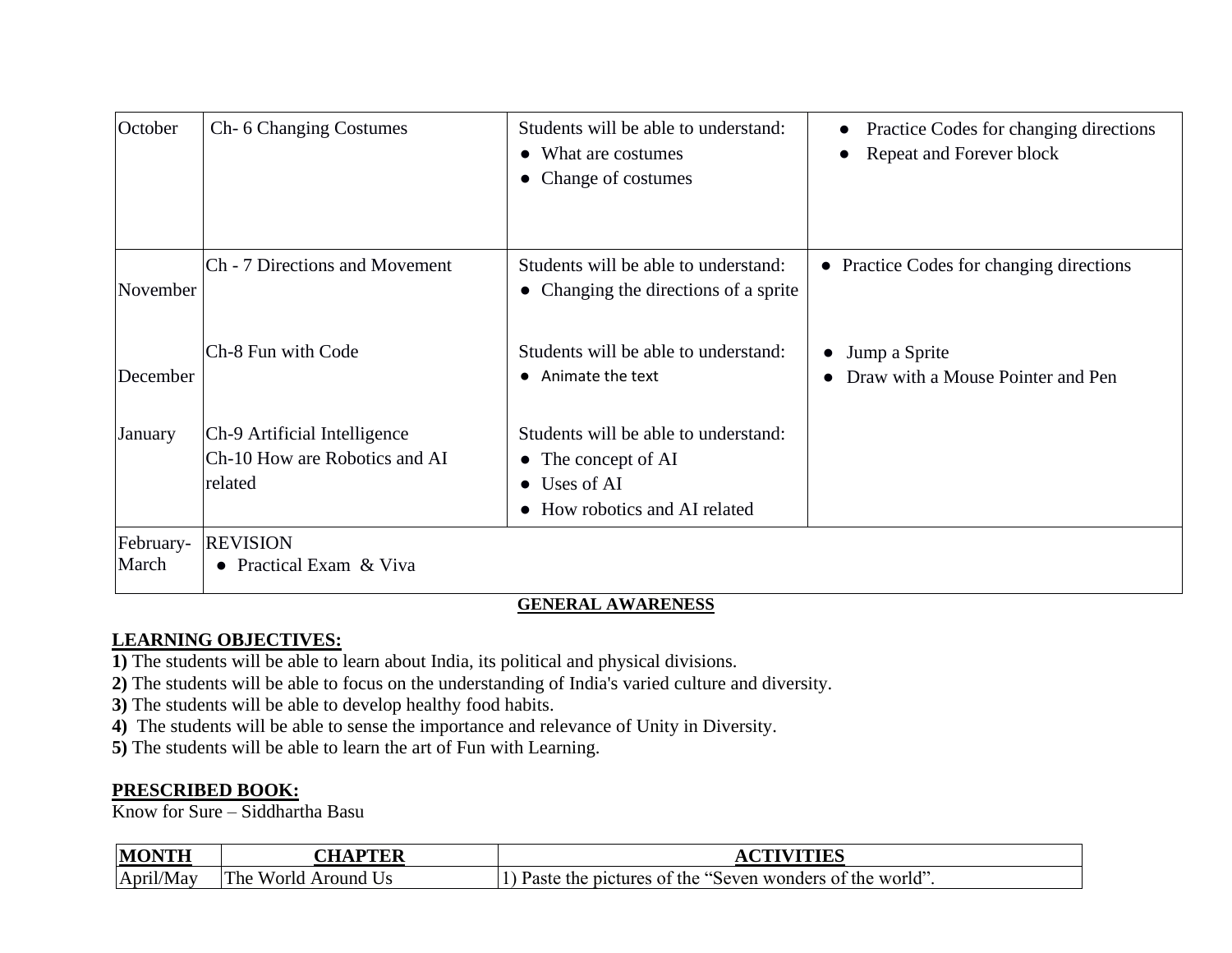| | | | |
|---|---|---|---|
| October | Ch- 6 Changing Costumes | Students will be able to understand:<br>● What are costumes<br>● Change of costumes | ● Practice Codes for changing directions<br>● Repeat and Forever block |
| November | Ch - 7 Directions and Movement | Students will be able to understand:<br>● Changing the directions of a sprite | ● Practice Codes for changing directions |
| December | Ch-8 Fun with Code | Students will be able to understand:<br>● Animate the text | ● Jump a Sprite<br>● Draw with a Mouse Pointer and Pen |
| January | Ch-9 Artificial Intelligence<br>Ch-10 How are Robotics and AI related | Students will be able to understand:<br>● The concept of AI<br>● Uses of AI<br>● How robotics and AI related | |
| February-March | REVISION<br>● Practical Exam & Viva | | |

## GENERAL AWARENESS

**LEARNING OBJECTIVES:**

**1)** The students will be able to learn about India, its political and physical divisions.
**2)** The students will be able to focus on the understanding of India's varied culture and diversity.
**3)** The students will be able to develop healthy food habits.
**4)** The students will be able to sense the importance and relevance of Unity in Diversity.
**5)** The students will be able to learn the art of Fun with Learning.

**PRESCRIBED BOOK:**

Know for Sure – Siddhartha Basu

| MONTH | CHAPTER | ACTIVITIES |
|---|---|---|
| April/May | The World Around Us | 1) Paste the pictures of the “Seven wonders of the world”. |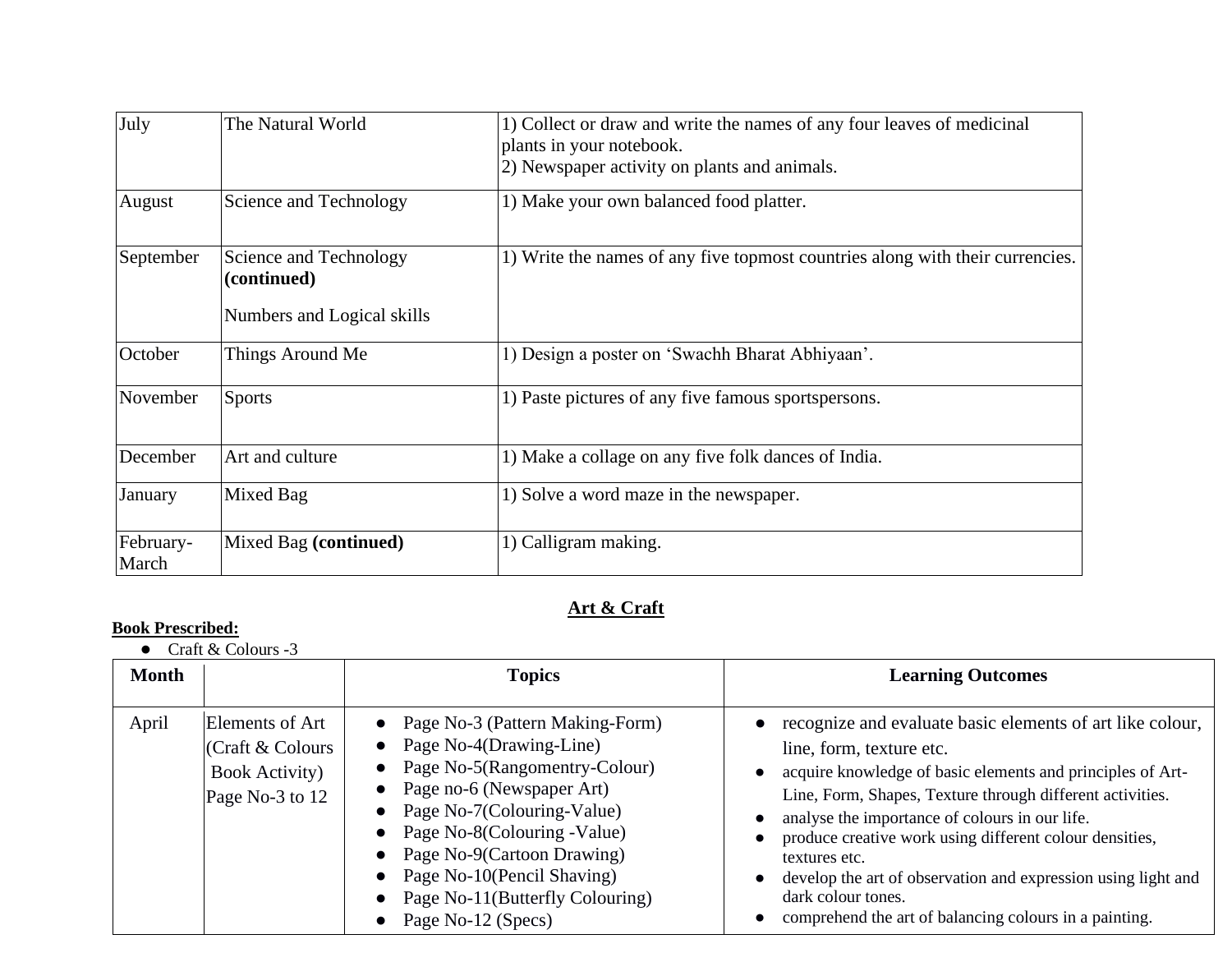| July | The Natural World | 1) Collect or draw and write the names of any four leaves of medicinal plants in your notebook.<br>2) Newspaper activity on plants and animals. |
|---|---|---|
| August | Science and Technology | 1) Make your own balanced food platter. |
| September | Science and Technology **(continued)**<br><br>Numbers and Logical skills | 1) Write the names of any five topmost countries along with their currencies. |
| October | Things Around Me | 1) Design a poster on 'Swachh Bharat Abhiyaan'. |
| November | Sports | 1) Paste pictures of any five famous sportspersons. |
| December | Art and culture | 1) Make a collage on any five folk dances of India. |
| January | Mixed Bag | 1) Solve a word maze in the newspaper. |
| February-March | Mixed Bag **(continued)** | 1) Calligram making. |

## Art & Craft

**Book Prescribed:**

- Craft & Colours -3

| Month | | Topics | Learning Outcomes |
|---|---|---|---|
| April | Elements of Art (Craft & Colours Book Activity) Page No-3 to 12 | • Page No-3 (Pattern Making-Form)<br>• Page No-4(Drawing-Line)<br>• Page No-5(Rangometry-Colour)<br>• Page no-6 (Newspaper Art)<br>• Page No-7(Colouring-Value)<br>• Page No-8(Colouring -Value)<br>• Page No-9(Cartoon Drawing)<br>• Page No-10(Pencil Shaving)<br>• Page No-11(Butterfly Colouring)<br>• Page No-12 (Specs) | • recognize and evaluate basic elements of art like colour, line, form, texture etc.<br>• acquire knowledge of basic elements and principles of Art- Line, Form, Shapes, Texture through different activities.<br>• analyse the importance of colours in our life.<br>• produce creative work using different colour densities, textures etc.<br>• develop the art of observation and expression using light and dark colour tones.<br>• comprehend the art of balancing colours in a painting. |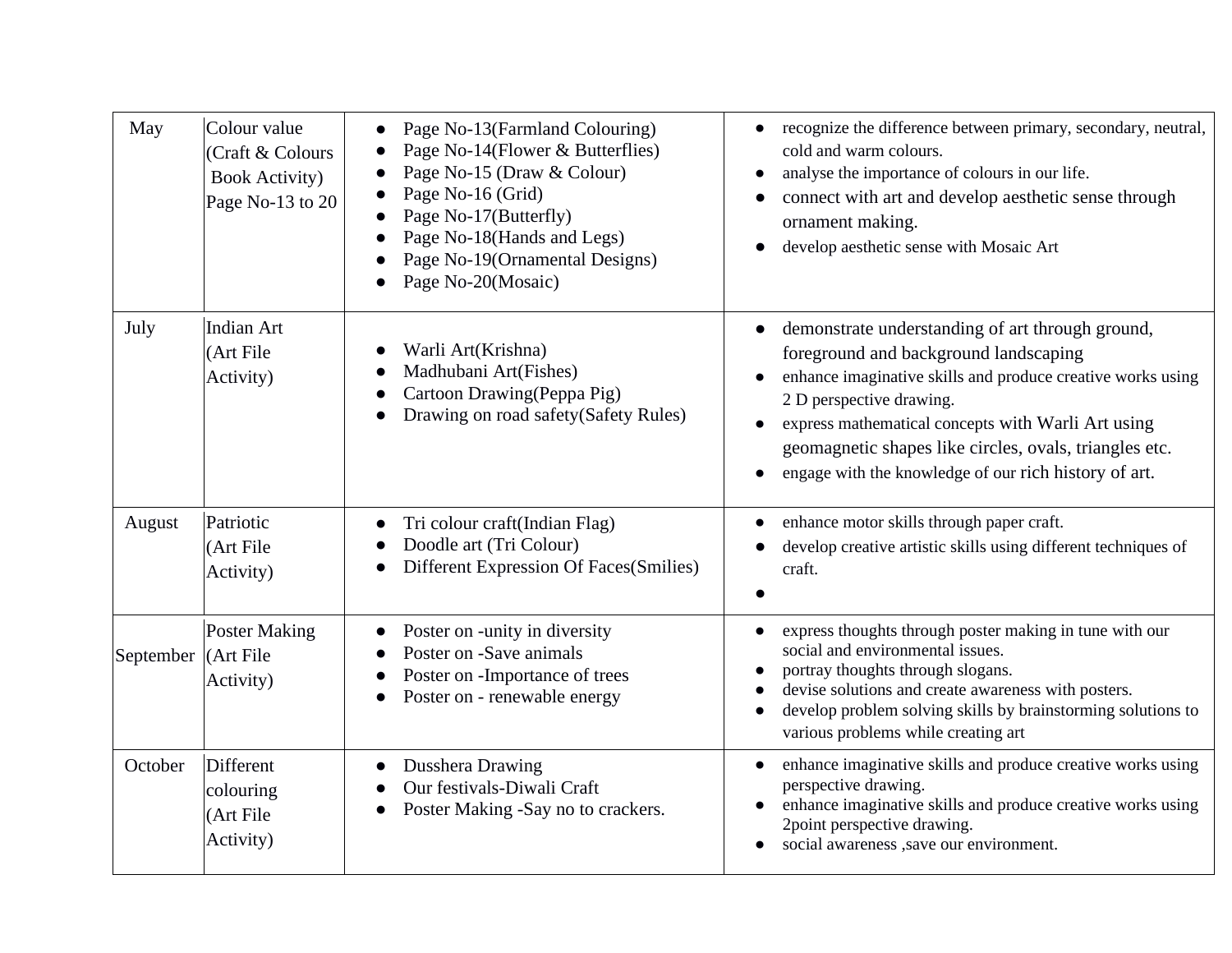| May | Colour value (Craft & Colours Book Activity) Page No-13 to 20 | • Page No-13(Farmland Colouring)<br>• Page No-14(Flower & Butterflies)<br>• Page No-15 (Draw & Colour)<br>• Page No-16 (Grid)<br>• Page No-17(Butterfly)<br>• Page No-18(Hands and Legs)<br>• Page No-19(Ornamental Designs)<br>• Page No-20(Mosaic) | • recognize the difference between primary, secondary, neutral, cold and warm colours.<br>• analyse the importance of colours in our life.<br>• connect with art and develop aesthetic sense through ornament making.<br>• develop aesthetic sense with Mosaic Art |
|---|---|---|---|
| July | Indian Art (Art File Activity) | • Warli Art(Krishna)<br>• Madhubani Art(Fishes)<br>• Cartoon Drawing(Peppa Pig)<br>• Drawing on road safety(Safety Rules) | • demonstrate understanding of art through ground, foreground and background landscaping<br>• enhance imaginative skills and produce creative works using 2 D perspective drawing.<br>• express mathematical concepts with Warli Art using geomagnetic shapes like circles, ovals, triangles etc.<br>• engage with the knowledge of our rich history of art. |
| August | Patriotic (Art File Activity) | • Tri colour craft(Indian Flag)<br>• Doodle art (Tri Colour)<br>• Different Expression Of Faces(Smilies) | • enhance motor skills through paper craft.<br>• develop creative artistic skills using different techniques of craft.<br>• |
| September | Poster Making (Art File Activity) | • Poster on -unity in diversity<br>• Poster on -Save animals<br>• Poster on -Importance of trees<br>• Poster on - renewable energy | • express thoughts through poster making in tune with our social and environmental issues.<br>• portray thoughts through slogans.<br>• devise solutions and create awareness with posters.<br>• develop problem solving skills by brainstorming solutions to various problems while creating art |
| October | Different colouring (Art File Activity) | • Dusshera Drawing<br>• Our festivals-Diwali Craft<br>• Poster Making -Say no to crackers. | • enhance imaginative skills and produce creative works using perspective drawing.<br>• enhance imaginative skills and produce creative works using 2point perspective drawing.<br>• social awareness ,save our environment. |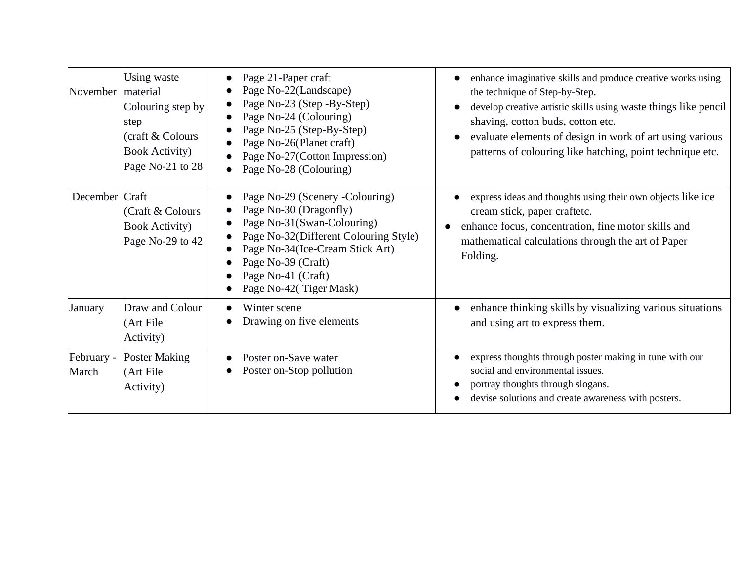| | | | |
|---|---|---|---|
| November | Using waste material Colouring step by step (craft & Colours Book Activity) Page No-21 to 28 | • Page 21-Paper craft<br>• Page No-22(Landscape)<br>• Page No-23 (Step -By-Step)<br>• Page No-24 (Colouring)<br>• Page No-25 (Step-By-Step)<br>• Page No-26(Planet craft)<br>• Page No-27(Cotton Impression)<br>• Page No-28 (Colouring) | • enhance imaginative skills and produce creative works using the technique of Step-by-Step.<br>• develop creative artistic skills using waste things like pencil shaving, cotton buds, cotton etc.<br>• evaluate elements of design in work of art using various patterns of colouring like hatching, point technique etc. |
| December | Craft (Craft & Colours Book Activity) Page No-29 to 42 | • Page No-29 (Scenery -Colouring)<br>• Page No-30 (Dragonfly)<br>• Page No-31(Swan-Colouring)<br>• Page No-32(Different Colouring Style)<br>• Page No-34(Ice-Cream Stick Art)<br>• Page No-39 (Craft)<br>• Page No-41 (Craft)<br>• Page No-42( Tiger Mask) | • express ideas and thoughts using their own objects like ice cream stick, paper craftetc.<br>• enhance focus, concentration, fine motor skills and mathematical calculations through the art of Paper Folding. |
| January | Draw and Colour (Art File Activity) | • Winter scene<br>• Drawing on five elements | • enhance thinking skills by visualizing various situations and using art to express them. |
| February - March | Poster Making (Art File Activity) | • Poster on-Save water<br>• Poster on-Stop pollution | • express thoughts through poster making in tune with our social and environmental issues.<br>• portray thoughts through slogans.<br>• devise solutions and create awareness with posters. |